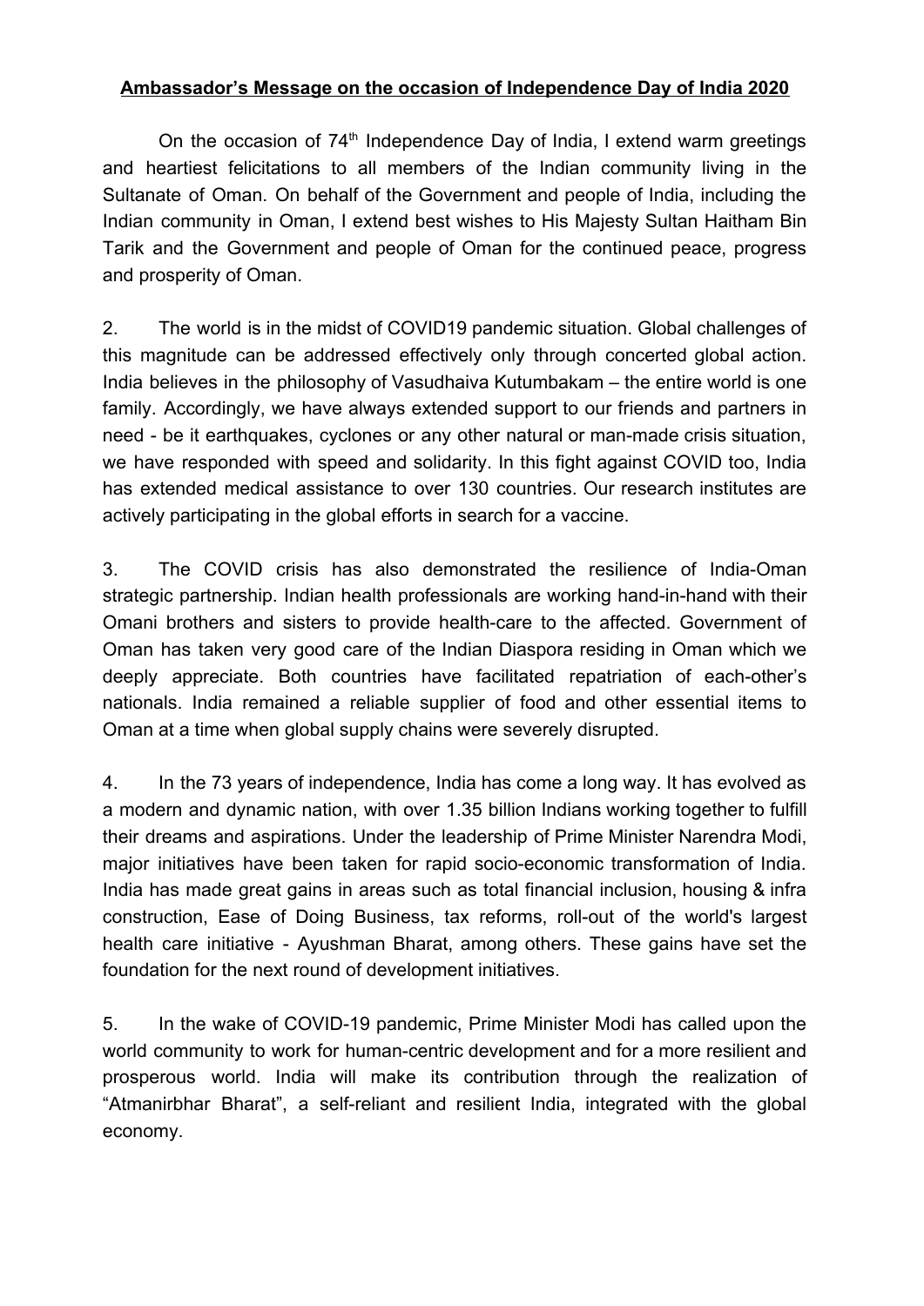**Ambassador's Message on the occasion of Independence Day of India 2020**

On the occasion of 74th Independence Day of India, I extend warm greetings and heartiest felicitations to all members of the Indian community living in the Sultanate of Oman. On behalf of the Government and people of India, including the Indian community in Oman, I extend best wishes to His Majesty Sultan Haitham Bin Tarik and the Government and people of Oman for the continued peace, progress and prosperity of Oman.

2. The world is in the midst of COVID19 pandemic situation. Global challenges of this magnitude can be addressed effectively only through concerted global action. India believes in the philosophy of Vasudhaiva Kutumbakam – the entire world is one family. Accordingly, we have always extended support to our friends and partners in need - be it earthquakes, cyclones or any other natural or man-made crisis situation, we have responded with speed and solidarity. In this fight against COVID too, India has extended medical assistance to over 130 countries. Our research institutes are actively participating in the global efforts in search for a vaccine.

3. The COVID crisis has also demonstrated the resilience of India-Oman strategic partnership. Indian health professionals are working hand-in-hand with their Omani brothers and sisters to provide health-care to the affected. Government of Oman has taken very good care of the Indian Diaspora residing in Oman which we deeply appreciate. Both countries have facilitated repatriation of each-other's nationals. India remained a reliable supplier of food and other essential items to Oman at a time when global supply chains were severely disrupted.

4. In the 73 years of independence, India has come a long way. It has evolved as a modern and dynamic nation, with over 1.35 billion Indians working together to fulfill their dreams and aspirations. Under the leadership of Prime Minister Narendra Modi, major initiatives have been taken for rapid socio-economic transformation of India. India has made great gains in areas such as total financial inclusion, housing & infra construction, Ease of Doing Business, tax reforms, roll-out of the world's largest health care initiative - Ayushman Bharat, among others. These gains have set the foundation for the next round of development initiatives.

5. In the wake of COVID-19 pandemic, Prime Minister Modi has called upon the world community to work for human-centric development and for a more resilient and prosperous world. India will make its contribution through the realization of "Atmanirbhar Bharat", a self-reliant and resilient India, integrated with the global economy.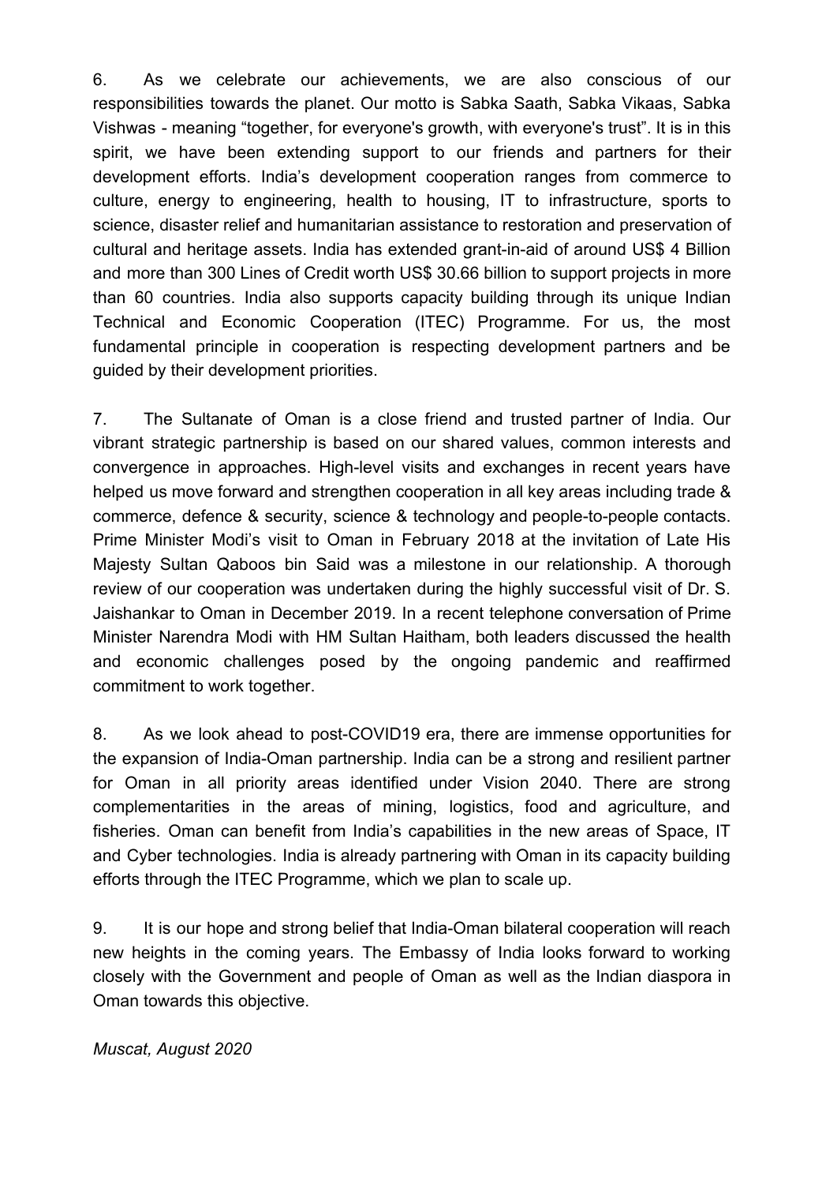6. As we celebrate our achievements, we are also conscious of our responsibilities towards the planet. Our motto is Sabka Saath, Sabka Vikaas, Sabka Vishwas - meaning "together, for everyone's growth, with everyone's trust". It is in this spirit, we have been extending support to our friends and partners for their development efforts. India's development cooperation ranges from commerce to culture, energy to engineering, health to housing, IT to infrastructure, sports to science, disaster relief and humanitarian assistance to restoration and preservation of cultural and heritage assets. India has extended grant-in-aid of around US$ 4 Billion and more than 300 Lines of Credit worth US$ 30.66 billion to support projects in more than 60 countries. India also supports capacity building through its unique Indian Technical and Economic Cooperation (ITEC) Programme. For us, the most fundamental principle in cooperation is respecting development partners and be guided by their development priorities.

7. The Sultanate of Oman is a close friend and trusted partner of India. Our vibrant strategic partnership is based on our shared values, common interests and convergence in approaches. High-level visits and exchanges in recent years have helped us move forward and strengthen cooperation in all key areas including trade & commerce, defence & security, science & technology and people-to-people contacts. Prime Minister Modi's visit to Oman in February 2018 at the invitation of Late His Majesty Sultan Qaboos bin Said was a milestone in our relationship. A thorough review of our cooperation was undertaken during the highly successful visit of Dr. S. Jaishankar to Oman in December 2019. In a recent telephone conversation of Prime Minister Narendra Modi with HM Sultan Haitham, both leaders discussed the health and economic challenges posed by the ongoing pandemic and reaffirmed commitment to work together.

8. As we look ahead to post-COVID19 era, there are immense opportunities for the expansion of India-Oman partnership. India can be a strong and resilient partner for Oman in all priority areas identified under Vision 2040. There are strong complementarities in the areas of mining, logistics, food and agriculture, and fisheries. Oman can benefit from India's capabilities in the new areas of Space, IT and Cyber technologies. India is already partnering with Oman in its capacity building efforts through the ITEC Programme, which we plan to scale up.

9. It is our hope and strong belief that India-Oman bilateral cooperation will reach new heights in the coming years. The Embassy of India looks forward to working closely with the Government and people of Oman as well as the Indian diaspora in Oman towards this objective.

*Muscat, August 2020*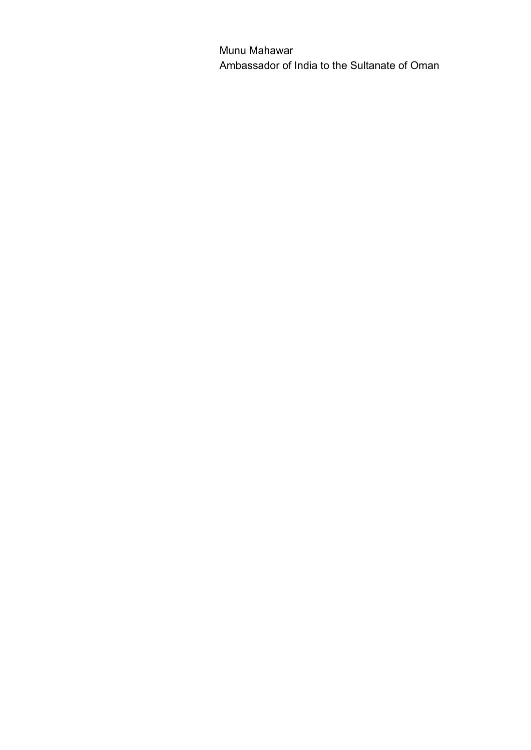Munu Mahawar
Ambassador of India to the Sultanate of Oman